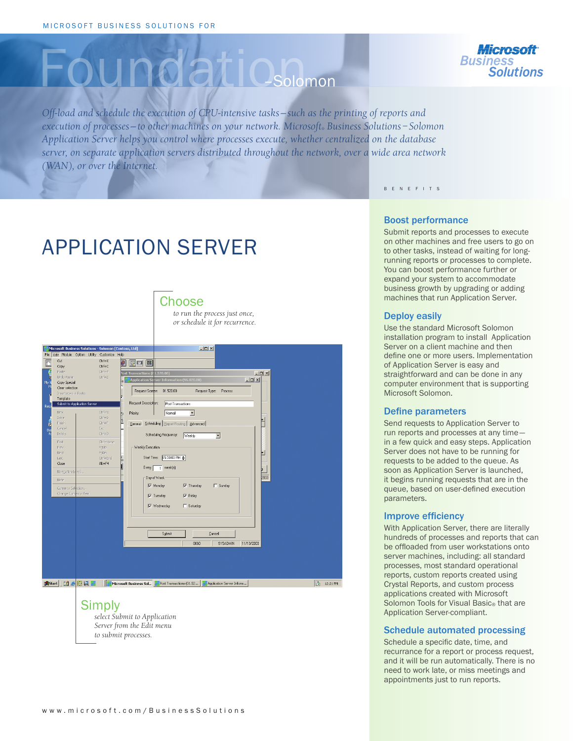MICROSOFT BUSINESS SOLUTIONS FOR

# Foundation–Solomon

Microsoft Business Solutions

*Off-load and schedule the execution of CPU-intensive tasks – such as the printing of reports and execution of processes – to other machines on your network. Microsoft® Business Solutions – Solomon Application Server helps you control where processes execute, whether centralized on the database server, on separate application servers distributed throughout the network, over a wide area network (WAN), or over the Internet.*

# APPLICATION SERVER

**Choose**

*to run the process just once, or schedule it for recurrence.*

**Simply**

*select Submit to Application Server from the Edit menu to submit processes.*

BENEFITS

## Boost performance

Submit reports and processes to execute on other machines and free users to go on to other tasks, instead of waiting for long-running reports or processes to complete. You can boost performance further or expand your system to accommodate business growth by upgrading or adding machines that run Application Server.

## Deploy easily

Use the standard Microsoft Solomon installation program to install Application Server on a client machine and then define one or more users. Implementation of Application Server is easy and straightforward and can be done in any computer environment that is supporting Microsoft Solomon.

## Define parameters

Send requests to Application Server to run reports and processes at any time – in a few quick and easy steps. Application Server does not have to be running for requests to be added to the queue. As soon as Application Server is launched, it begins running requests that are in the queue, based on user-defined execution parameters.

## Improve efficiency

With Application Server, there are literally hundreds of processes and reports that can be offloaded from user workstations onto server machines, including: all standard processes, most standard operational reports, custom reports created using Crystal Reports, and custom process applications created with Microsoft Solomon Tools for Visual Basic® that are Application Server-compliant.

## Schedule automated processing

Schedule a specific date, time, and recurrance for a report or process request, and it will be run automatically. There is no need to work late, or miss meetings and appointments just to run reports.

www.microsoft.com/BusinessSolutions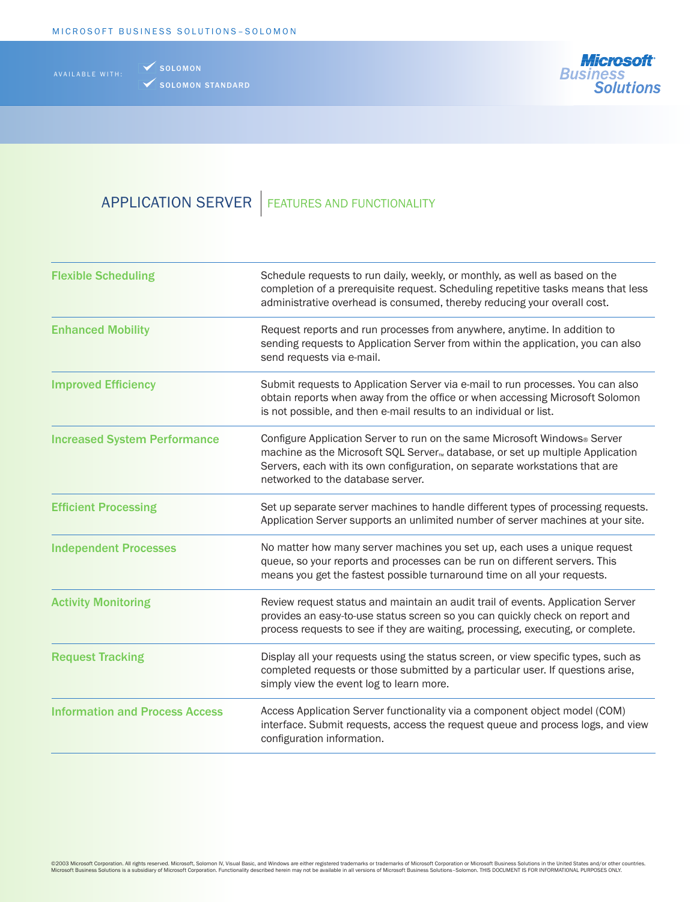MICROSOFT BUSINESS SOLUTIONS–SOLOMON

AVAILABLE WITH:
- ✔ SOLOMON
- ✔ SOLOMON STANDARD

Microsoft Business Solutions

# APPLICATION SERVER | FEATURES AND FUNCTIONALITY

| | |
|---|---|
| **Flexible Scheduling** | Schedule requests to run daily, weekly, or monthly, as well as based on the completion of a prerequisite request. Scheduling repetitive tasks means that less administrative overhead is consumed, thereby reducing your overall cost. |
| **Enhanced Mobility** | Request reports and run processes from anywhere, anytime. In addition to sending requests to Application Server from within the application, you can also send requests via e-mail. |
| **Improved Efficiency** | Submit requests to Application Server via e-mail to run processes. You can also obtain reports when away from the office or when accessing Microsoft Solomon is not possible, and then e-mail results to an individual or list. |
| **Increased System Performance** | Configure Application Server to run on the same Microsoft Windows® Server machine as the Microsoft SQL Server™ database, or set up multiple Application Servers, each with its own configuration, on separate workstations that are networked to the database server. |
| **Efficient Processing** | Set up separate server machines to handle different types of processing requests. Application Server supports an unlimited number of server machines at your site. |
| **Independent Processes** | No matter how many server machines you set up, each uses a unique request queue, so your reports and processes can be run on different servers. This means you get the fastest possible turnaround time on all your requests. |
| **Activity Monitoring** | Review request status and maintain an audit trail of events. Application Server provides an easy-to-use status screen so you can quickly check on report and process requests to see if they are waiting, processing, executing, or complete. |
| **Request Tracking** | Display all your requests using the status screen, or view specific types, such as completed requests or those submitted by a particular user. If questions arise, simply view the event log to learn more. |
| **Information and Process Access** | Access Application Server functionality via a component object model (COM) interface. Submit requests, access the request queue and process logs, and view configuration information. |

©2003 Microsoft Corporation. All rights reserved. Microsoft, Solomon IV, Visual Basic, and Windows are either registered trademarks or trademarks of Microsoft Corporation or Microsoft Business Solutions in the United States and/or other countries. Microsoft Business Solutions is a subsidiary of Microsoft Corporation. Functionality described herein may not be available in all versions of Microsoft Business Solutions–Solomon. THIS DOCUMENT IS FOR INFORMATIONAL PURPOSES ONLY.